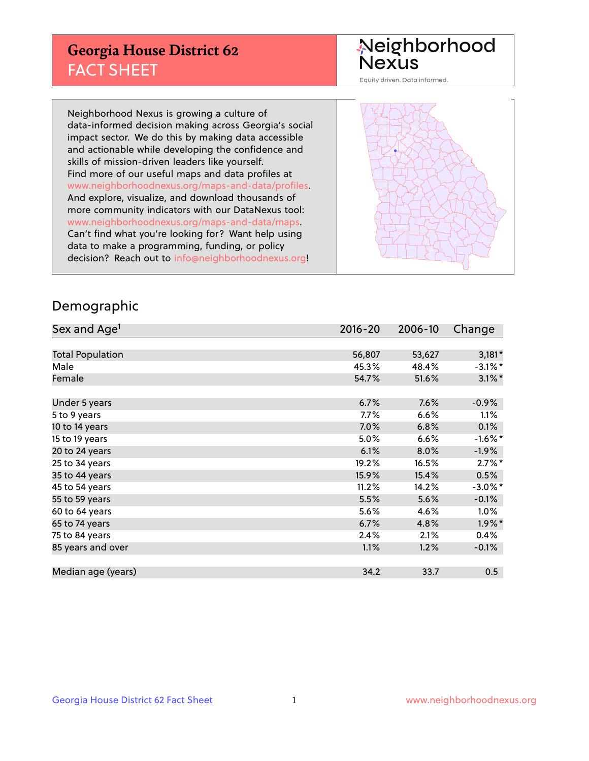# Georgia House District 62
## FACT SHEET

Neighborhood Nexus
Equity driven. Data informed.

Neighborhood Nexus is growing a culture of data-informed decision making across Georgia's social impact sector. We do this by making data accessible and actionable while developing the confidence and skills of mission-driven leaders like yourself. Find more of our useful maps and data profiles at www.neighborhoodnexus.org/maps-and-data/profiles. And explore, visualize, and download thousands of more community indicators with our DataNexus tool: www.neighborhoodnexus.org/maps-and-data/maps. Can't find what you're looking for? Want help using data to make a programming, funding, or policy decision? Reach out to info@neighborhoodnexus.org!

## Demographic

| Sex and Age[1] | 2016-20 | 2006-10 | Change |
|---|---|---|---|
| Total Population | 56,807 | 53,627 | 3,181* |
| Male | 45.3% | 48.4% | -3.1%* |
| Female | 54.7% | 51.6% | 3.1%* |
| | | | |
| Under 5 years | 6.7% | 7.6% | -0.9% |
| 5 to 9 years | 7.7% | 6.6% | 1.1% |
| 10 to 14 years | 7.0% | 6.8% | 0.1% |
| 15 to 19 years | 5.0% | 6.6% | -1.6%* |
| 20 to 24 years | 6.1% | 8.0% | -1.9% |
| 25 to 34 years | 19.2% | 16.5% | 2.7%* |
| 35 to 44 years | 15.9% | 15.4% | 0.5% |
| 45 to 54 years | 11.2% | 14.2% | -3.0%* |
| 55 to 59 years | 5.5% | 5.6% | -0.1% |
| 60 to 64 years | 5.6% | 4.6% | 1.0% |
| 65 to 74 years | 6.7% | 4.8% | 1.9%* |
| 75 to 84 years | 2.4% | 2.1% | 0.4% |
| 85 years and over | 1.1% | 1.2% | -0.1% |
| | | | |
| Median age (years) | 34.2 | 33.7 | 0.5 |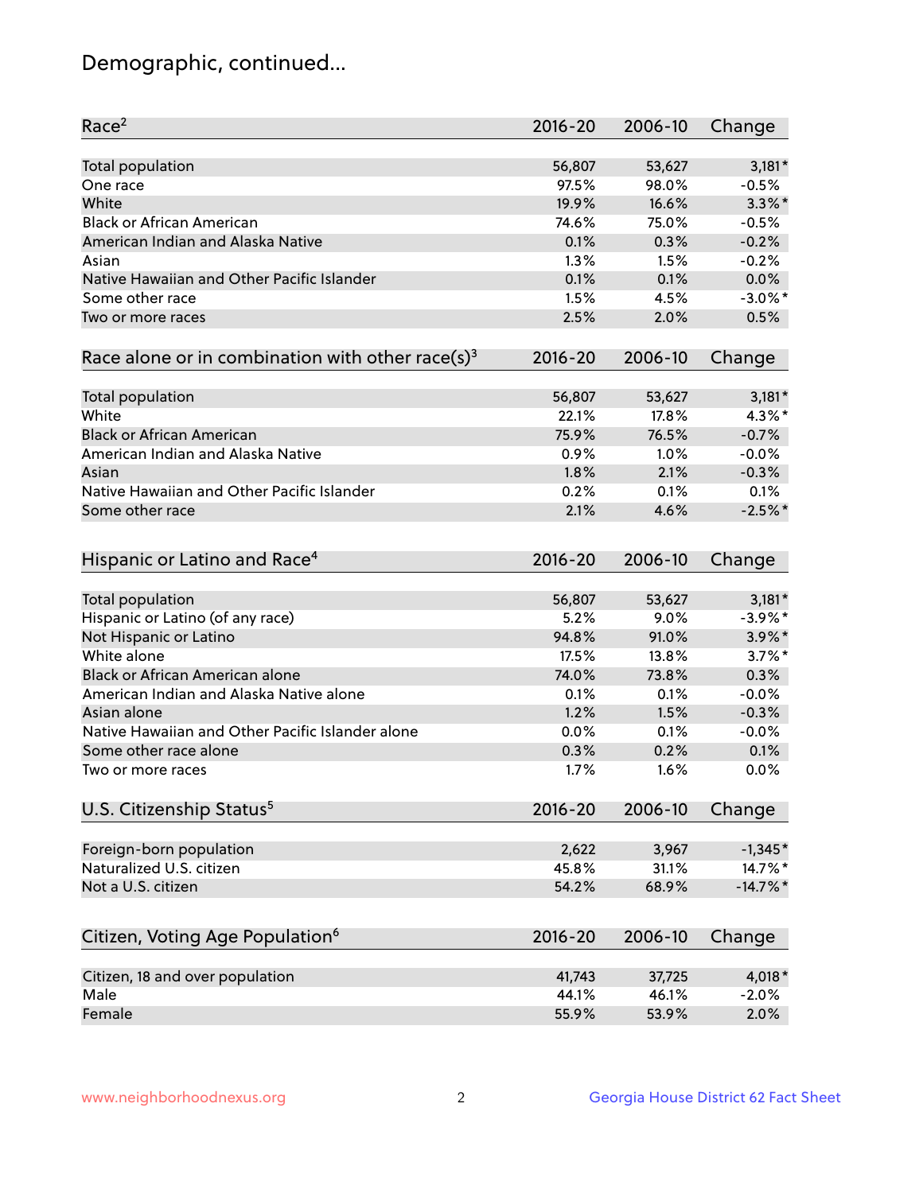# Demographic, continued...

| Race[2] | 2016-20 | 2006-10 | Change |
|---|---|---|---|
| Total population | 56,807 | 53,627 | 3,181* |
| One race | 97.5% | 98.0% | -0.5% |
| White | 19.9% | 16.6% | 3.3%* |
| Black or African American | 74.6% | 75.0% | -0.5% |
| American Indian and Alaska Native | 0.1% | 0.3% | -0.2% |
| Asian | 1.3% | 1.5% | -0.2% |
| Native Hawaiian and Other Pacific Islander | 0.1% | 0.1% | 0.0% |
| Some other race | 1.5% | 4.5% | -3.0%* |
| Two or more races | 2.5% | 2.0% | 0.5% |

| Race alone or in combination with other race(s)[3] | 2016-20 | 2006-10 | Change |
|---|---|---|---|
| Total population | 56,807 | 53,627 | 3,181* |
| White | 22.1% | 17.8% | 4.3%* |
| Black or African American | 75.9% | 76.5% | -0.7% |
| American Indian and Alaska Native | 0.9% | 1.0% | -0.0% |
| Asian | 1.8% | 2.1% | -0.3% |
| Native Hawaiian and Other Pacific Islander | 0.2% | 0.1% | 0.1% |
| Some other race | 2.1% | 4.6% | -2.5%* |

| Hispanic or Latino and Race[4] | 2016-20 | 2006-10 | Change |
|---|---|---|---|
| Total population | 56,807 | 53,627 | 3,181* |
| Hispanic or Latino (of any race) | 5.2% | 9.0% | -3.9%* |
| Not Hispanic or Latino | 94.8% | 91.0% | 3.9%* |
| White alone | 17.5% | 13.8% | 3.7%* |
| Black or African American alone | 74.0% | 73.8% | 0.3% |
| American Indian and Alaska Native alone | 0.1% | 0.1% | -0.0% |
| Asian alone | 1.2% | 1.5% | -0.3% |
| Native Hawaiian and Other Pacific Islander alone | 0.0% | 0.1% | -0.0% |
| Some other race alone | 0.3% | 0.2% | 0.1% |
| Two or more races | 1.7% | 1.6% | 0.0% |

| U.S. Citizenship Status[5] | 2016-20 | 2006-10 | Change |
|---|---|---|---|
| Foreign-born population | 2,622 | 3,967 | -1,345* |
| Naturalized U.S. citizen | 45.8% | 31.1% | 14.7%* |
| Not a U.S. citizen | 54.2% | 68.9% | -14.7%* |

| Citizen, Voting Age Population[6] | 2016-20 | 2006-10 | Change |
|---|---|---|---|
| Citizen, 18 and over population | 41,743 | 37,725 | 4,018* |
| Male | 44.1% | 46.1% | -2.0% |
| Female | 55.9% | 53.9% | 2.0% |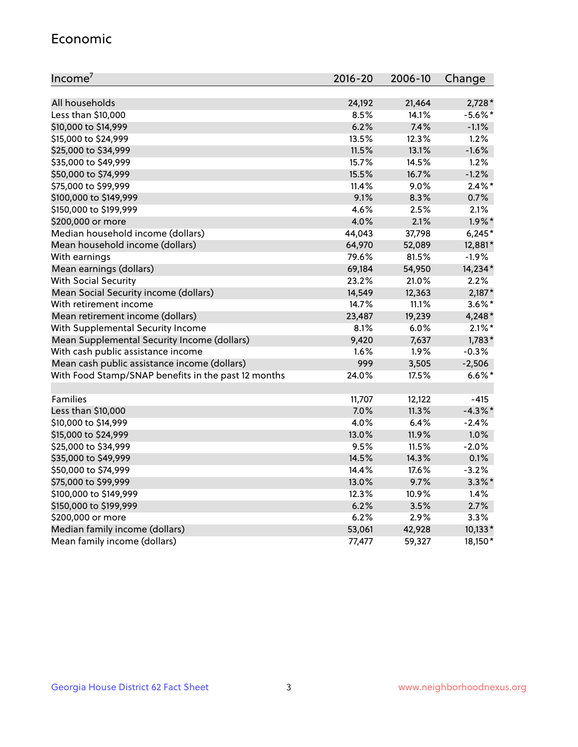## Economic

| Income[7] | 2016-20 | 2006-10 | Change |
|---|---|---|---|
| All households | 24,192 | 21,464 | 2,728* |
| Less than $10,000 | 8.5% | 14.1% | -5.6%* |
| $10,000 to $14,999 | 6.2% | 7.4% | -1.1% |
| $15,000 to $24,999 | 13.5% | 12.3% | 1.2% |
| $25,000 to $34,999 | 11.5% | 13.1% | -1.6% |
| $35,000 to $49,999 | 15.7% | 14.5% | 1.2% |
| $50,000 to $74,999 | 15.5% | 16.7% | -1.2% |
| $75,000 to $99,999 | 11.4% | 9.0% | 2.4%* |
| $100,000 to $149,999 | 9.1% | 8.3% | 0.7% |
| $150,000 to $199,999 | 4.6% | 2.5% | 2.1% |
| $200,000 or more | 4.0% | 2.1% | 1.9%* |
| Median household income (dollars) | 44,043 | 37,798 | 6,245* |
| Mean household income (dollars) | 64,970 | 52,089 | 12,881* |
| With earnings | 79.6% | 81.5% | -1.9% |
| Mean earnings (dollars) | 69,184 | 54,950 | 14,234* |
| With Social Security | 23.2% | 21.0% | 2.2% |
| Mean Social Security income (dollars) | 14,549 | 12,363 | 2,187* |
| With retirement income | 14.7% | 11.1% | 3.6%* |
| Mean retirement income (dollars) | 23,487 | 19,239 | 4,248* |
| With Supplemental Security Income | 8.1% | 6.0% | 2.1%* |
| Mean Supplemental Security Income (dollars) | 9,420 | 7,637 | 1,783* |
| With cash public assistance income | 1.6% | 1.9% | -0.3% |
| Mean cash public assistance income (dollars) | 999 | 3,505 | -2,506 |
| With Food Stamp/SNAP benefits in the past 12 months | 24.0% | 17.5% | 6.6%* |
| | | | |
| Families | 11,707 | 12,122 | -415 |
| Less than $10,000 | 7.0% | 11.3% | -4.3%* |
| $10,000 to $14,999 | 4.0% | 6.4% | -2.4% |
| $15,000 to $24,999 | 13.0% | 11.9% | 1.0% |
| $25,000 to $34,999 | 9.5% | 11.5% | -2.0% |
| $35,000 to $49,999 | 14.5% | 14.3% | 0.1% |
| $50,000 to $74,999 | 14.4% | 17.6% | -3.2% |
| $75,000 to $99,999 | 13.0% | 9.7% | 3.3%* |
| $100,000 to $149,999 | 12.3% | 10.9% | 1.4% |
| $150,000 to $199,999 | 6.2% | 3.5% | 2.7% |
| $200,000 or more | 6.2% | 2.9% | 3.3% |
| Median family income (dollars) | 53,061 | 42,928 | 10,133* |
| Mean family income (dollars) | 77,477 | 59,327 | 18,150* |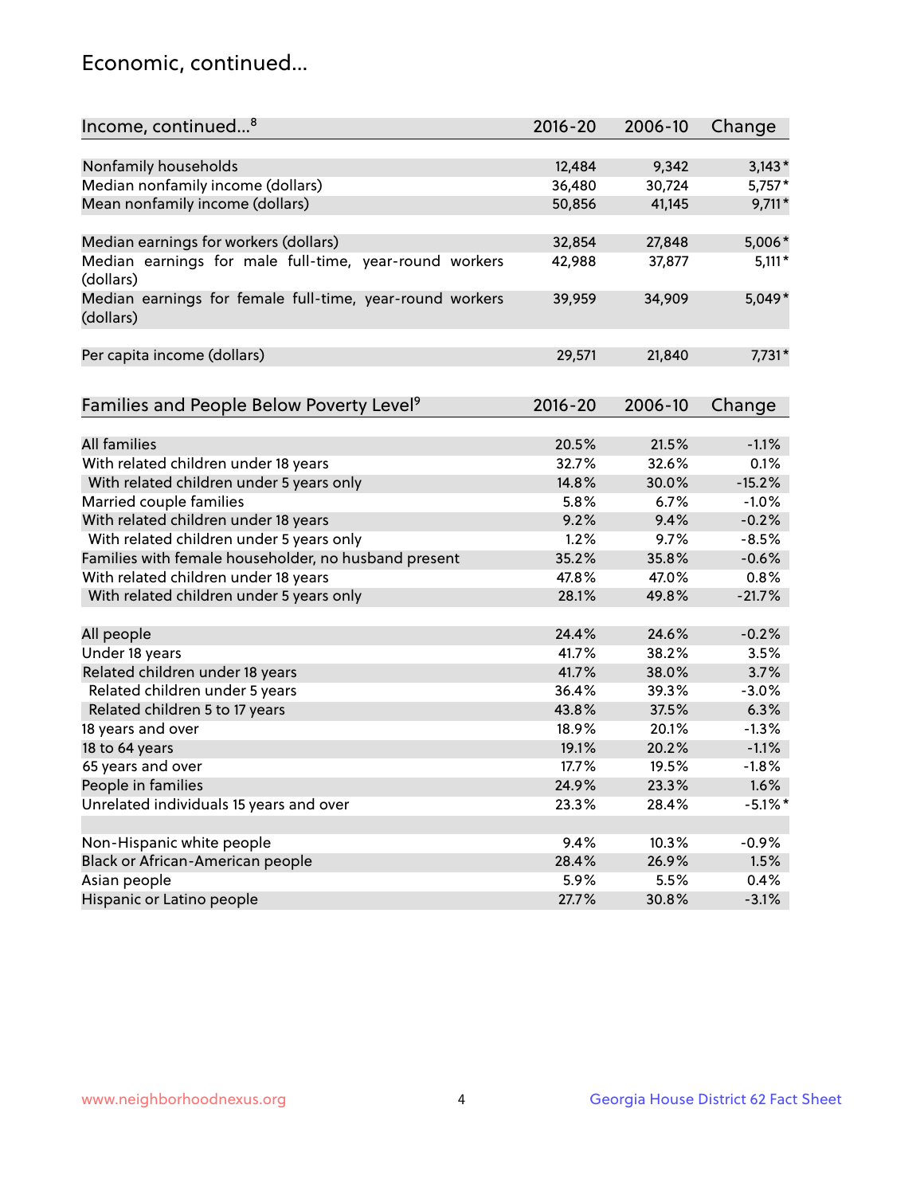## Economic, continued...

| Income, continued...[8] | 2016-20 | 2006-10 | Change |
|---|---|---|---|
| Nonfamily households | 12,484 | 9,342 | 3,143* |
| Median nonfamily income (dollars) | 36,480 | 30,724 | 5,757* |
| Mean nonfamily income (dollars) | 50,856 | 41,145 | 9,711* |
| Median earnings for workers (dollars) | 32,854 | 27,848 | 5,006* |
| Median earnings for male full-time, year-round workers (dollars) | 42,988 | 37,877 | 5,111* |
| Median earnings for female full-time, year-round workers (dollars) | 39,959 | 34,909 | 5,049* |
| Per capita income (dollars) | 29,571 | 21,840 | 7,731* |

| Families and People Below Poverty Level[9] | 2016-20 | 2006-10 | Change |
|---|---|---|---|
| All families | 20.5% | 21.5% | -1.1% |
| With related children under 18 years | 32.7% | 32.6% | 0.1% |
| With related children under 5 years only | 14.8% | 30.0% | -15.2% |
| Married couple families | 5.8% | 6.7% | -1.0% |
| With related children under 18 years | 9.2% | 9.4% | -0.2% |
| With related children under 5 years only | 1.2% | 9.7% | -8.5% |
| Families with female householder, no husband present | 35.2% | 35.8% | -0.6% |
| With related children under 18 years | 47.8% | 47.0% | 0.8% |
| With related children under 5 years only | 28.1% | 49.8% | -21.7% |
| All people | 24.4% | 24.6% | -0.2% |
| Under 18 years | 41.7% | 38.2% | 3.5% |
| Related children under 18 years | 41.7% | 38.0% | 3.7% |
| Related children under 5 years | 36.4% | 39.3% | -3.0% |
| Related children 5 to 17 years | 43.8% | 37.5% | 6.3% |
| 18 years and over | 18.9% | 20.1% | -1.3% |
| 18 to 64 years | 19.1% | 20.2% | -1.1% |
| 65 years and over | 17.7% | 19.5% | -1.8% |
| People in families | 24.9% | 23.3% | 1.6% |
| Unrelated individuals 15 years and over | 23.3% | 28.4% | -5.1%* |
| Non-Hispanic white people | 9.4% | 10.3% | -0.9% |
| Black or African-American people | 28.4% | 26.9% | 1.5% |
| Asian people | 5.9% | 5.5% | 0.4% |
| Hispanic or Latino people | 27.7% | 30.8% | -3.1% |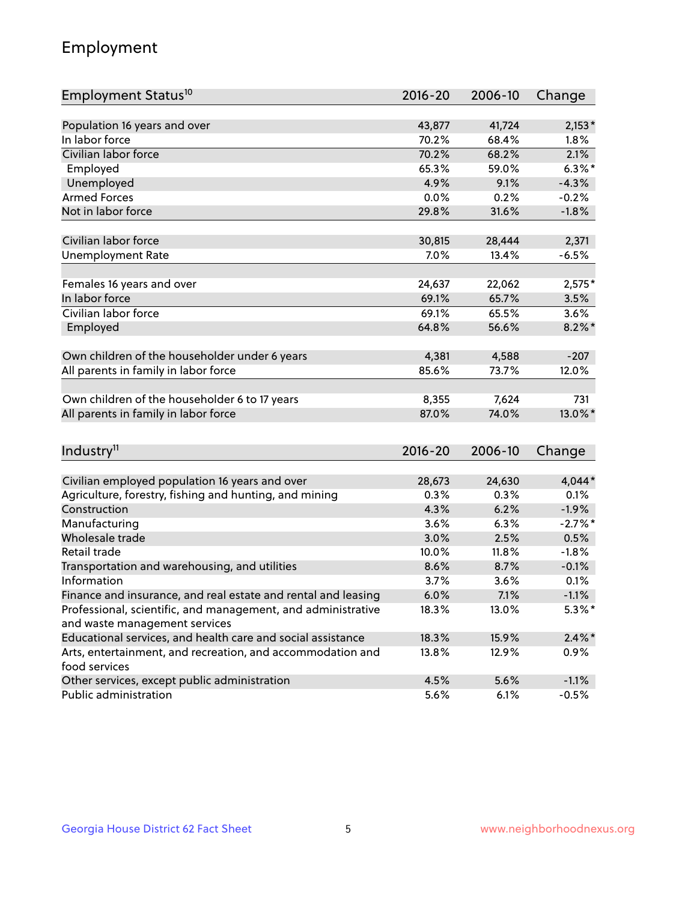## Employment

| Employment Status[10] | 2016-20 | 2006-10 | Change |
|---|---|---|---|
| Population 16 years and over | 43,877 | 41,724 | 2,153* |
| In labor force | 70.2% | 68.4% | 1.8% |
| Civilian labor force | 70.2% | 68.2% | 2.1% |
| Employed | 65.3% | 59.0% | 6.3%* |
| Unemployed | 4.9% | 9.1% | -4.3% |
| Armed Forces | 0.0% | 0.2% | -0.2% |
| Not in labor force | 29.8% | 31.6% | -1.8% |
| | | | |
| Civilian labor force | 30,815 | 28,444 | 2,371 |
| Unemployment Rate | 7.0% | 13.4% | -6.5% |
| | | | |
| Females 16 years and over | 24,637 | 22,062 | 2,575* |
| In labor force | 69.1% | 65.7% | 3.5% |
| Civilian labor force | 69.1% | 65.5% | 3.6% |
| Employed | 64.8% | 56.6% | 8.2%* |
| | | | |
| Own children of the householder under 6 years | 4,381 | 4,588 | -207 |
| All parents in family in labor force | 85.6% | 73.7% | 12.0% |
| | | | |
| Own children of the householder 6 to 17 years | 8,355 | 7,624 | 731 |
| All parents in family in labor force | 87.0% | 74.0% | 13.0%* |

| Industry[11] | 2016-20 | 2006-10 | Change |
|---|---|---|---|
| Civilian employed population 16 years and over | 28,673 | 24,630 | 4,044* |
| Agriculture, forestry, fishing and hunting, and mining | 0.3% | 0.3% | 0.1% |
| Construction | 4.3% | 6.2% | -1.9% |
| Manufacturing | 3.6% | 6.3% | -2.7%* |
| Wholesale trade | 3.0% | 2.5% | 0.5% |
| Retail trade | 10.0% | 11.8% | -1.8% |
| Transportation and warehousing, and utilities | 8.6% | 8.7% | -0.1% |
| Information | 3.7% | 3.6% | 0.1% |
| Finance and insurance, and real estate and rental and leasing | 6.0% | 7.1% | -1.1% |
| Professional, scientific, and management, and administrative and waste management services | 18.3% | 13.0% | 5.3%* |
| Educational services, and health care and social assistance | 18.3% | 15.9% | 2.4%* |
| Arts, entertainment, and recreation, and accommodation and food services | 13.8% | 12.9% | 0.9% |
| Other services, except public administration | 4.5% | 5.6% | -1.1% |
| Public administration | 5.6% | 6.1% | -0.5% |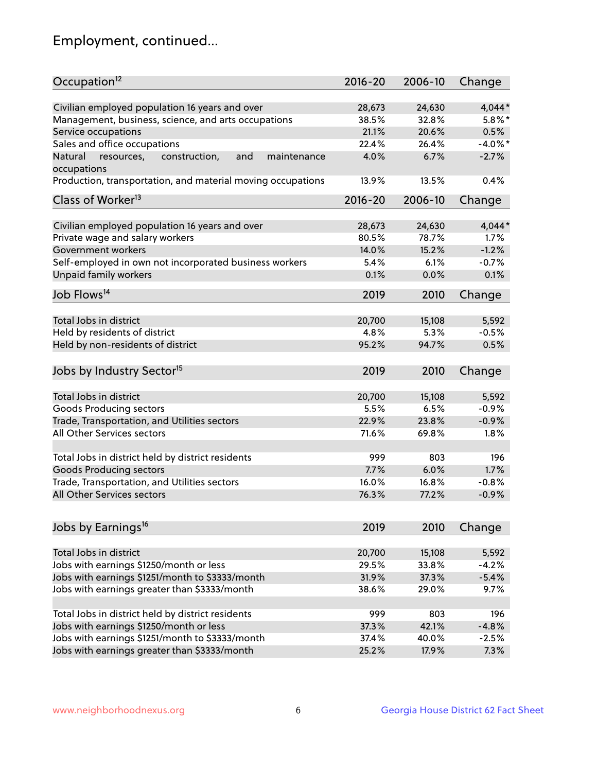# Employment, continued...

| Occupation[12] | 2016-20 | 2006-10 | Change |
|---|---|---|---|
| Civilian employed population 16 years and over | 28,673 | 24,630 | 4,044* |
| Management, business, science, and arts occupations | 38.5% | 32.8% | 5.8%* |
| Service occupations | 21.1% | 20.6% | 0.5% |
| Sales and office occupations | 22.4% | 26.4% | -4.0%* |
| Natural resources, construction, and maintenance occupations | 4.0% | 6.7% | -2.7% |
| Production, transportation, and material moving occupations | 13.9% | 13.5% | 0.4% |

| Class of Worker[13] | 2016-20 | 2006-10 | Change |
|---|---|---|---|
| Civilian employed population 16 years and over | 28,673 | 24,630 | 4,044* |
| Private wage and salary workers | 80.5% | 78.7% | 1.7% |
| Government workers | 14.0% | 15.2% | -1.2% |
| Self-employed in own not incorporated business workers | 5.4% | 6.1% | -0.7% |
| Unpaid family workers | 0.1% | 0.0% | 0.1% |

| Job Flows[14] | 2019 | 2010 | Change |
|---|---|---|---|
| Total Jobs in district | 20,700 | 15,108 | 5,592 |
| Held by residents of district | 4.8% | 5.3% | -0.5% |
| Held by non-residents of district | 95.2% | 94.7% | 0.5% |

| Jobs by Industry Sector[15] | 2019 | 2010 | Change |
|---|---|---|---|
| Total Jobs in district | 20,700 | 15,108 | 5,592 |
| Goods Producing sectors | 5.5% | 6.5% | -0.9% |
| Trade, Transportation, and Utilities sectors | 22.9% | 23.8% | -0.9% |
| All Other Services sectors | 71.6% | 69.8% | 1.8% |
| | | | |
| Total Jobs in district held by district residents | 999 | 803 | 196 |
| Goods Producing sectors | 7.7% | 6.0% | 1.7% |
| Trade, Transportation, and Utilities sectors | 16.0% | 16.8% | -0.8% |
| All Other Services sectors | 76.3% | 77.2% | -0.9% |

| Jobs by Earnings[16] | 2019 | 2010 | Change |
|---|---|---|---|
| Total Jobs in district | 20,700 | 15,108 | 5,592 |
| Jobs with earnings $1250/month or less | 29.5% | 33.8% | -4.2% |
| Jobs with earnings $1251/month to $3333/month | 31.9% | 37.3% | -5.4% |
| Jobs with earnings greater than $3333/month | 38.6% | 29.0% | 9.7% |
| | | | |
| Total Jobs in district held by district residents | 999 | 803 | 196 |
| Jobs with earnings $1250/month or less | 37.3% | 42.1% | -4.8% |
| Jobs with earnings $1251/month to $3333/month | 37.4% | 40.0% | -2.5% |
| Jobs with earnings greater than $3333/month | 25.2% | 17.9% | 7.3% |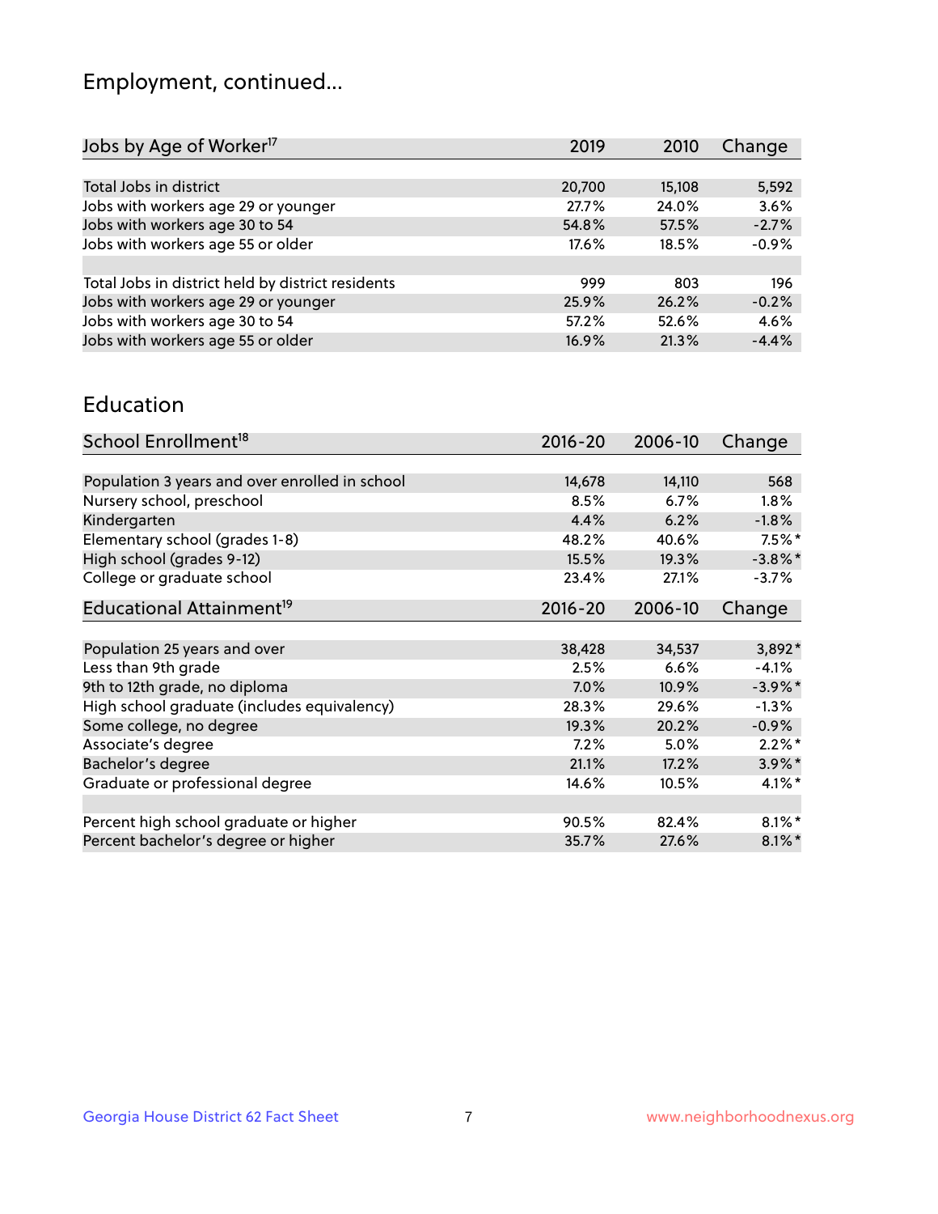## Employment, continued...

| Jobs by Age of Worker[17] | 2019 | 2010 | Change |
|---|---|---|---|
| Total Jobs in district | 20,700 | 15,108 | 5,592 |
| Jobs with workers age 29 or younger | 27.7% | 24.0% | 3.6% |
| Jobs with workers age 30 to 54 | 54.8% | 57.5% | -2.7% |
| Jobs with workers age 55 or older | 17.6% | 18.5% | -0.9% |
| | | | |
| Total Jobs in district held by district residents | 999 | 803 | 196 |
| Jobs with workers age 29 or younger | 25.9% | 26.2% | -0.2% |
| Jobs with workers age 30 to 54 | 57.2% | 52.6% | 4.6% |
| Jobs with workers age 55 or older | 16.9% | 21.3% | -4.4% |

## Education

| School Enrollment[18] | 2016-20 | 2006-10 | Change |
|---|---|---|---|
| Population 3 years and over enrolled in school | 14,678 | 14,110 | 568 |
| Nursery school, preschool | 8.5% | 6.7% | 1.8% |
| Kindergarten | 4.4% | 6.2% | -1.8% |
| Elementary school (grades 1-8) | 48.2% | 40.6% | 7.5%* |
| High school (grades 9-12) | 15.5% | 19.3% | -3.8%* |
| College or graduate school | 23.4% | 27.1% | -3.7% |

| Educational Attainment[19] | 2016-20 | 2006-10 | Change |
|---|---|---|---|
| Population 25 years and over | 38,428 | 34,537 | 3,892* |
| Less than 9th grade | 2.5% | 6.6% | -4.1% |
| 9th to 12th grade, no diploma | 7.0% | 10.9% | -3.9%* |
| High school graduate (includes equivalency) | 28.3% | 29.6% | -1.3% |
| Some college, no degree | 19.3% | 20.2% | -0.9% |
| Associate's degree | 7.2% | 5.0% | 2.2%* |
| Bachelor's degree | 21.1% | 17.2% | 3.9%* |
| Graduate or professional degree | 14.6% | 10.5% | 4.1%* |
| | | | |
| Percent high school graduate or higher | 90.5% | 82.4% | 8.1%* |
| Percent bachelor's degree or higher | 35.7% | 27.6% | 8.1%* |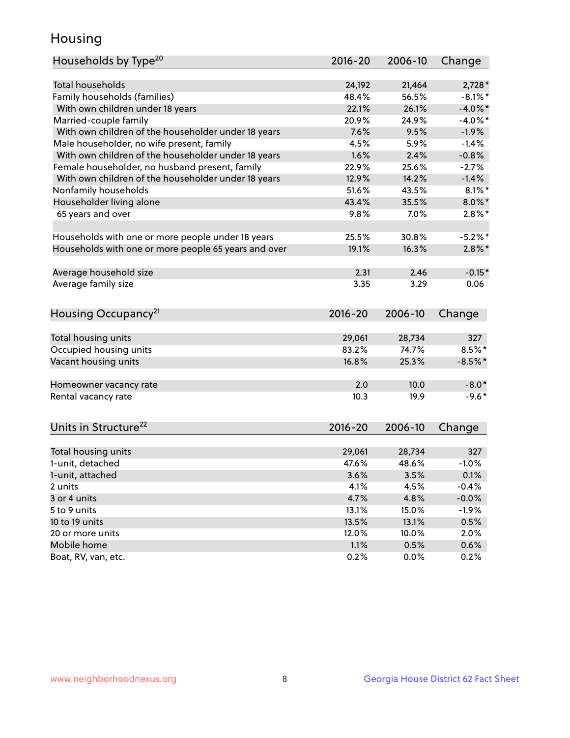## Housing

| Households by Type[20] | 2016-20 | 2006-10 | Change |
|---|---|---|---|
| Total households | 24,192 | 21,464 | 2,728* |
| Family households (families) | 48.4% | 56.5% | -8.1%* |
| With own children under 18 years | 22.1% | 26.1% | -4.0%* |
| Married-couple family | 20.9% | 24.9% | -4.0%* |
| With own children of the householder under 18 years | 7.6% | 9.5% | -1.9% |
| Male householder, no wife present, family | 4.5% | 5.9% | -1.4% |
| With own children of the householder under 18 years | 1.6% | 2.4% | -0.8% |
| Female householder, no husband present, family | 22.9% | 25.6% | -2.7% |
| With own children of the householder under 18 years | 12.9% | 14.2% | -1.4% |
| Nonfamily households | 51.6% | 43.5% | 8.1%* |
| Householder living alone | 43.4% | 35.5% | 8.0%* |
| 65 years and over | 9.8% | 7.0% | 2.8%* |
| | | | |
| Households with one or more people under 18 years | 25.5% | 30.8% | -5.2%* |
| Households with one or more people 65 years and over | 19.1% | 16.3% | 2.8%* |
| | | | |
| Average household size | 2.31 | 2.46 | -0.15* |
| Average family size | 3.35 | 3.29 | 0.06 |

| Housing Occupancy[21] | 2016-20 | 2006-10 | Change |
|---|---|---|---|
| Total housing units | 29,061 | 28,734 | 327 |
| Occupied housing units | 83.2% | 74.7% | 8.5%* |
| Vacant housing units | 16.8% | 25.3% | -8.5%* |
| | | | |
| Homeowner vacancy rate | 2.0 | 10.0 | -8.0* |
| Rental vacancy rate | 10.3 | 19.9 | -9.6* |

| Units in Structure[22] | 2016-20 | 2006-10 | Change |
|---|---|---|---|
| Total housing units | 29,061 | 28,734 | 327 |
| 1-unit, detached | 47.6% | 48.6% | -1.0% |
| 1-unit, attached | 3.6% | 3.5% | 0.1% |
| 2 units | 4.1% | 4.5% | -0.4% |
| 3 or 4 units | 4.7% | 4.8% | -0.0% |
| 5 to 9 units | 13.1% | 15.0% | -1.9% |
| 10 to 19 units | 13.5% | 13.1% | 0.5% |
| 20 or more units | 12.0% | 10.0% | 2.0% |
| Mobile home | 1.1% | 0.5% | 0.6% |
| Boat, RV, van, etc. | 0.2% | 0.0% | 0.2% |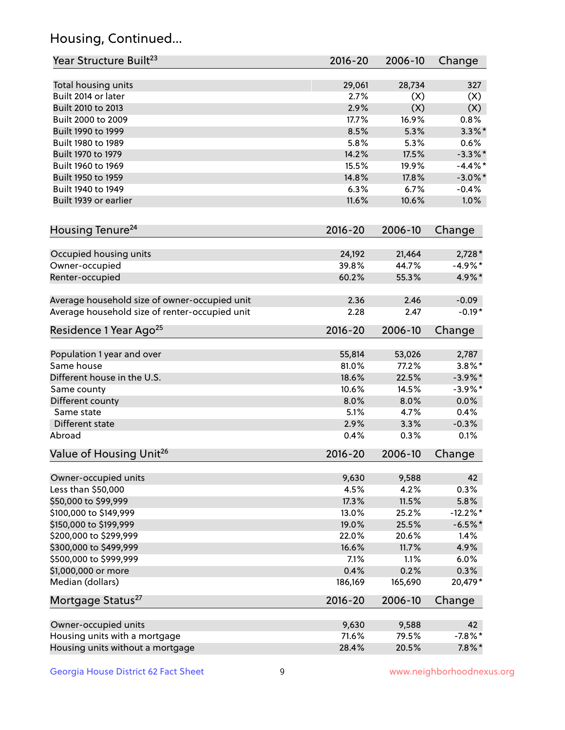## Housing, Continued...

| Year Structure Built[23] | 2016-20 | 2006-10 | Change |
|---|---|---|---|
| Total housing units | 29,061 | 28,734 | 327 |
| Built 2014 or later | 2.7% | (X) | (X) |
| Built 2010 to 2013 | 2.9% | (X) | (X) |
| Built 2000 to 2009 | 17.7% | 16.9% | 0.8% |
| Built 1990 to 1999 | 8.5% | 5.3% | 3.3%* |
| Built 1980 to 1989 | 5.8% | 5.3% | 0.6% |
| Built 1970 to 1979 | 14.2% | 17.5% | -3.3%* |
| Built 1960 to 1969 | 15.5% | 19.9% | -4.4%* |
| Built 1950 to 1959 | 14.8% | 17.8% | -3.0%* |
| Built 1940 to 1949 | 6.3% | 6.7% | -0.4% |
| Built 1939 or earlier | 11.6% | 10.6% | 1.0% |

| Housing Tenure[24] | 2016-20 | 2006-10 | Change |
|---|---|---|---|
| Occupied housing units | 24,192 | 21,464 | 2,728* |
| Owner-occupied | 39.8% | 44.7% | -4.9%* |
| Renter-occupied | 60.2% | 55.3% | 4.9%* |
| Average household size of owner-occupied unit | 2.36 | 2.46 | -0.09 |
| Average household size of renter-occupied unit | 2.28 | 2.47 | -0.19* |

| Residence 1 Year Ago[25] | 2016-20 | 2006-10 | Change |
|---|---|---|---|
| Population 1 year and over | 55,814 | 53,026 | 2,787 |
| Same house | 81.0% | 77.2% | 3.8%* |
| Different house in the U.S. | 18.6% | 22.5% | -3.9%* |
| Same county | 10.6% | 14.5% | -3.9%* |
| Different county | 8.0% | 8.0% | 0.0% |
| Same state | 5.1% | 4.7% | 0.4% |
| Different state | 2.9% | 3.3% | -0.3% |
| Abroad | 0.4% | 0.3% | 0.1% |

| Value of Housing Unit[26] | 2016-20 | 2006-10 | Change |
|---|---|---|---|
| Owner-occupied units | 9,630 | 9,588 | 42 |
| Less than $50,000 | 4.5% | 4.2% | 0.3% |
| $50,000 to $99,999 | 17.3% | 11.5% | 5.8% |
| $100,000 to $149,999 | 13.0% | 25.2% | -12.2%* |
| $150,000 to $199,999 | 19.0% | 25.5% | -6.5%* |
| $200,000 to $299,999 | 22.0% | 20.6% | 1.4% |
| $300,000 to $499,999 | 16.6% | 11.7% | 4.9% |
| $500,000 to $999,999 | 7.1% | 1.1% | 6.0% |
| $1,000,000 or more | 0.4% | 0.2% | 0.3% |
| Median (dollars) | 186,169 | 165,690 | 20,479* |

| Mortgage Status[27] | 2016-20 | 2006-10 | Change |
|---|---|---|---|
| Owner-occupied units | 9,630 | 9,588 | 42 |
| Housing units with a mortgage | 71.6% | 79.5% | -7.8%* |
| Housing units without a mortgage | 28.4% | 20.5% | 7.8%* |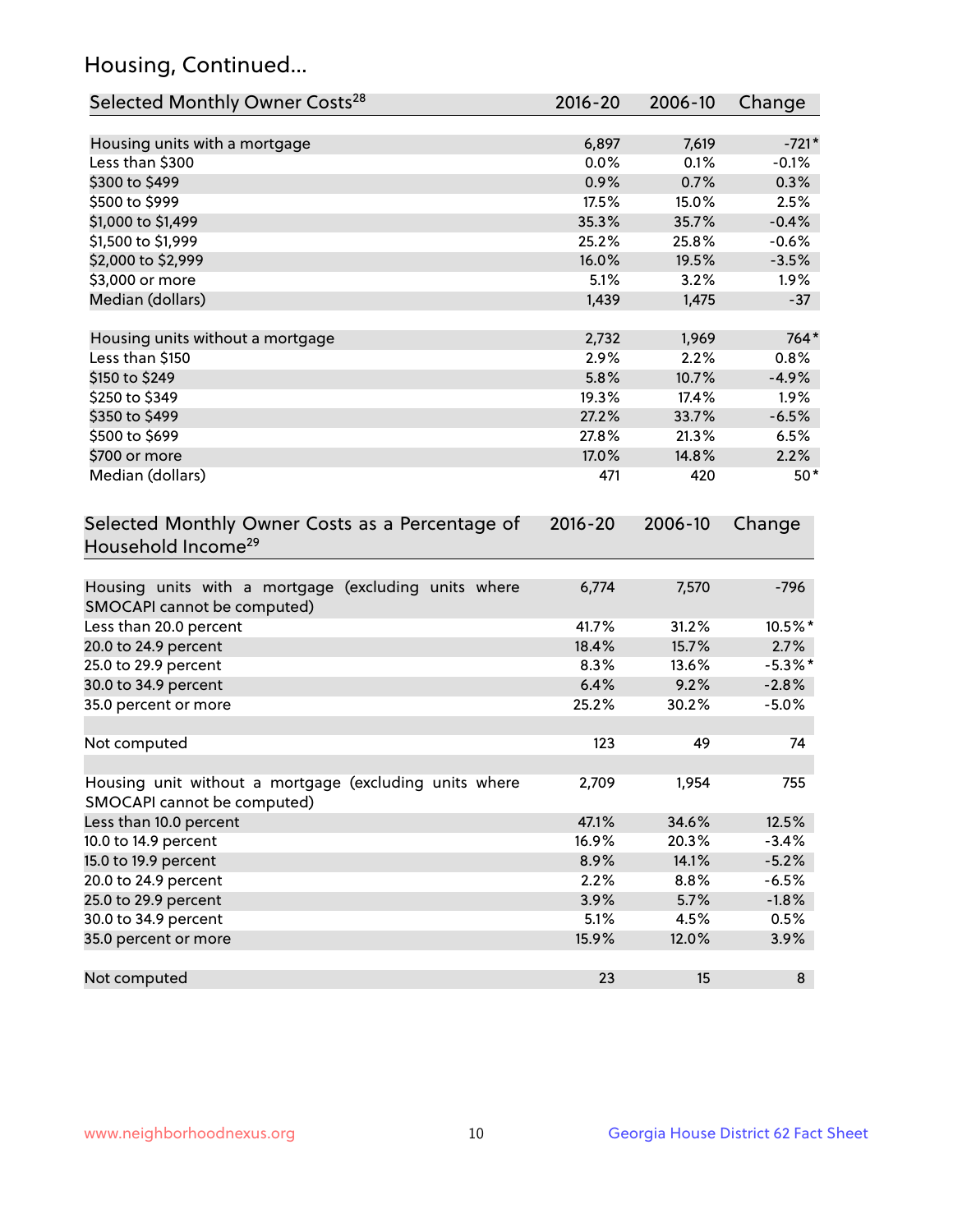## Housing, Continued...

| Selected Monthly Owner Costs[28] | 2016-20 | 2006-10 | Change |
|---|---|---|---|
| Housing units with a mortgage | 6,897 | 7,619 | -721* |
| Less than $300 | 0.0% | 0.1% | -0.1% |
| $300 to $499 | 0.9% | 0.7% | 0.3% |
| $500 to $999 | 17.5% | 15.0% | 2.5% |
| $1,000 to $1,499 | 35.3% | 35.7% | -0.4% |
| $1,500 to $1,999 | 25.2% | 25.8% | -0.6% |
| $2,000 to $2,999 | 16.0% | 19.5% | -3.5% |
| $3,000 or more | 5.1% | 3.2% | 1.9% |
| Median (dollars) | 1,439 | 1,475 | -37 |
| | | | |
| Housing units without a mortgage | 2,732 | 1,969 | 764* |
| Less than $150 | 2.9% | 2.2% | 0.8% |
| $150 to $249 | 5.8% | 10.7% | -4.9% |
| $250 to $349 | 19.3% | 17.4% | 1.9% |
| $350 to $499 | 27.2% | 33.7% | -6.5% |
| $500 to $699 | 27.8% | 21.3% | 6.5% |
| $700 or more | 17.0% | 14.8% | 2.2% |
| Median (dollars) | 471 | 420 | 50* |

| Selected Monthly Owner Costs as a Percentage of Household Income[29] | 2016-20 | 2006-10 | Change |
|---|---|---|---|
| Housing units with a mortgage (excluding units where SMOCAPI cannot be computed) | 6,774 | 7,570 | -796 |
| Less than 20.0 percent | 41.7% | 31.2% | 10.5%* |
| 20.0 to 24.9 percent | 18.4% | 15.7% | 2.7% |
| 25.0 to 29.9 percent | 8.3% | 13.6% | -5.3%* |
| 30.0 to 34.9 percent | 6.4% | 9.2% | -2.8% |
| 35.0 percent or more | 25.2% | 30.2% | -5.0% |
| | | | |
| Not computed | 123 | 49 | 74 |
| | | | |
| Housing unit without a mortgage (excluding units where SMOCAPI cannot be computed) | 2,709 | 1,954 | 755 |
| Less than 10.0 percent | 47.1% | 34.6% | 12.5% |
| 10.0 to 14.9 percent | 16.9% | 20.3% | -3.4% |
| 15.0 to 19.9 percent | 8.9% | 14.1% | -5.2% |
| 20.0 to 24.9 percent | 2.2% | 8.8% | -6.5% |
| 25.0 to 29.9 percent | 3.9% | 5.7% | -1.8% |
| 30.0 to 34.9 percent | 5.1% | 4.5% | 0.5% |
| 35.0 percent or more | 15.9% | 12.0% | 3.9% |
| | | | |
| Not computed | 23 | 15 | 8 |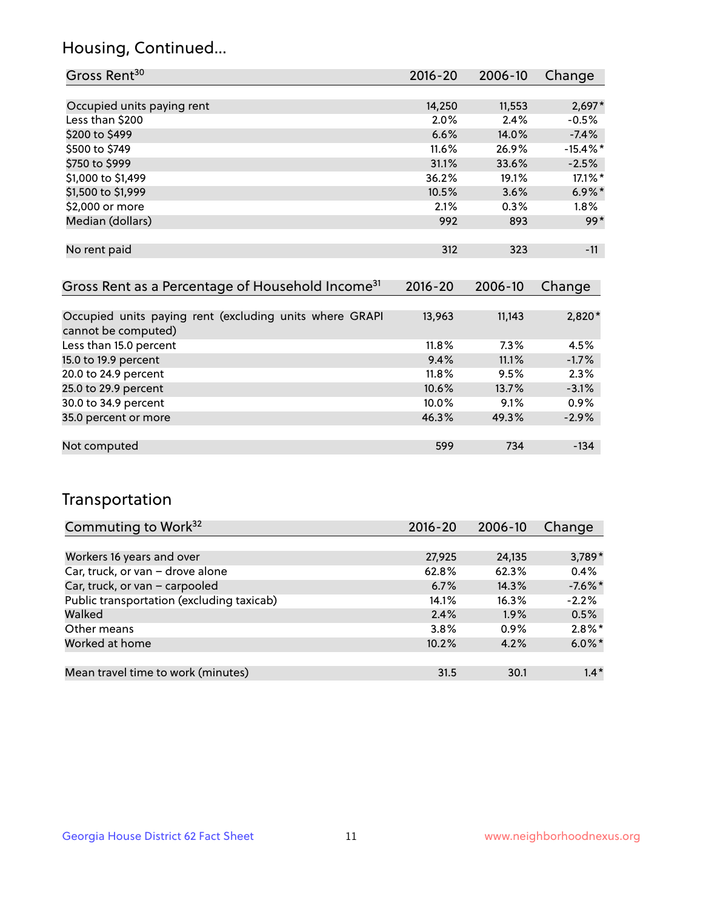## Housing, Continued...

| Gross Rent[30] | 2016-20 | 2006-10 | Change |
|---|---|---|---|
| Occupied units paying rent | 14,250 | 11,553 | 2,697* |
| Less than $200 | 2.0% | 2.4% | -0.5% |
| $200 to $499 | 6.6% | 14.0% | -7.4% |
| $500 to $749 | 11.6% | 26.9% | -15.4%* |
| $750 to $999 | 31.1% | 33.6% | -2.5% |
| $1,000 to $1,499 | 36.2% | 19.1% | 17.1%* |
| $1,500 to $1,999 | 10.5% | 3.6% | 6.9%* |
| $2,000 or more | 2.1% | 0.3% | 1.8% |
| Median (dollars) | 992 | 893 | 99* |
| No rent paid | 312 | 323 | -11 |

| Gross Rent as a Percentage of Household Income[31] | 2016-20 | 2006-10 | Change |
|---|---|---|---|
| Occupied units paying rent (excluding units where GRAPI cannot be computed) | 13,963 | 11,143 | 2,820* |
| Less than 15.0 percent | 11.8% | 7.3% | 4.5% |
| 15.0 to 19.9 percent | 9.4% | 11.1% | -1.7% |
| 20.0 to 24.9 percent | 11.8% | 9.5% | 2.3% |
| 25.0 to 29.9 percent | 10.6% | 13.7% | -3.1% |
| 30.0 to 34.9 percent | 10.0% | 9.1% | 0.9% |
| 35.0 percent or more | 46.3% | 49.3% | -2.9% |
| Not computed | 599 | 734 | -134 |

## Transportation

| Commuting to Work[32] | 2016-20 | 2006-10 | Change |
|---|---|---|---|
| Workers 16 years and over | 27,925 | 24,135 | 3,789* |
| Car, truck, or van – drove alone | 62.8% | 62.3% | 0.4% |
| Car, truck, or van – carpooled | 6.7% | 14.3% | -7.6%* |
| Public transportation (excluding taxicab) | 14.1% | 16.3% | -2.2% |
| Walked | 2.4% | 1.9% | 0.5% |
| Other means | 3.8% | 0.9% | 2.8%* |
| Worked at home | 10.2% | 4.2% | 6.0%* |
| Mean travel time to work (minutes) | 31.5 | 30.1 | 1.4* |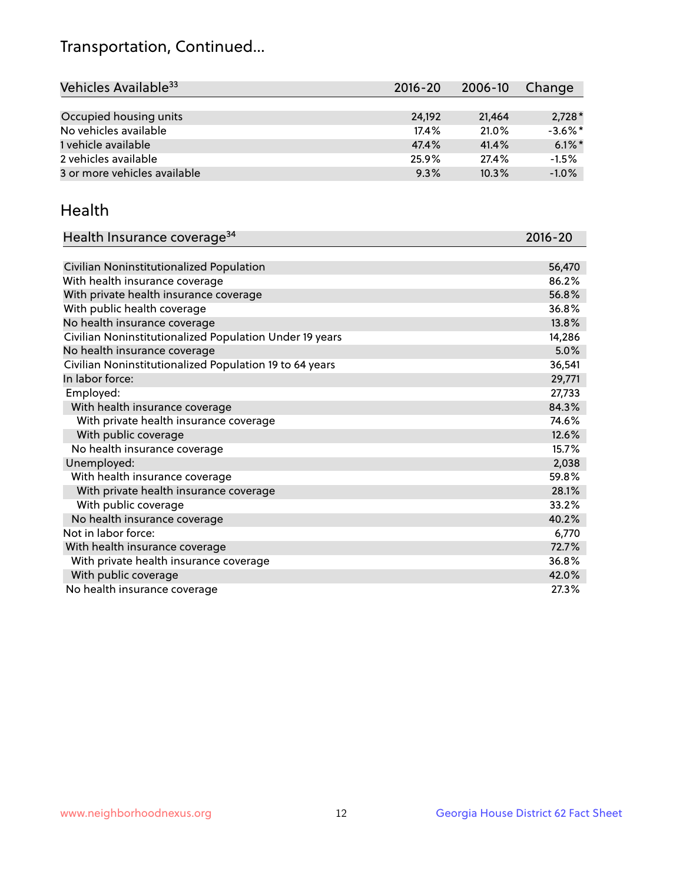# Transportation, Continued...

| Vehicles Available[33] | 2016-20 | 2006-10 | Change |
|---|---|---|---|
| Occupied housing units | 24,192 | 21,464 | 2,728* |
| No vehicles available | 17.4% | 21.0% | -3.6%* |
| 1 vehicle available | 47.4% | 41.4% | 6.1%* |
| 2 vehicles available | 25.9% | 27.4% | -1.5% |
| 3 or more vehicles available | 9.3% | 10.3% | -1.0% |

## Health

| Health Insurance coverage[34] | 2016-20 |
|---|---|
| Civilian Noninstitutionalized Population | 56,470 |
| With health insurance coverage | 86.2% |
| With private health insurance coverage | 56.8% |
| With public health coverage | 36.8% |
| No health insurance coverage | 13.8% |
| Civilian Noninstitutionalized Population Under 19 years | 14,286 |
| No health insurance coverage | 5.0% |
| Civilian Noninstitutionalized Population 19 to 64 years | 36,541 |
| In labor force: | 29,771 |
| Employed: | 27,733 |
| With health insurance coverage | 84.3% |
| With private health insurance coverage | 74.6% |
| With public coverage | 12.6% |
| No health insurance coverage | 15.7% |
| Unemployed: | 2,038 |
| With health insurance coverage | 59.8% |
| With private health insurance coverage | 28.1% |
| With public coverage | 33.2% |
| No health insurance coverage | 40.2% |
| Not in labor force: | 6,770 |
| With health insurance coverage | 72.7% |
| With private health insurance coverage | 36.8% |
| With public coverage | 42.0% |
| No health insurance coverage | 27.3% |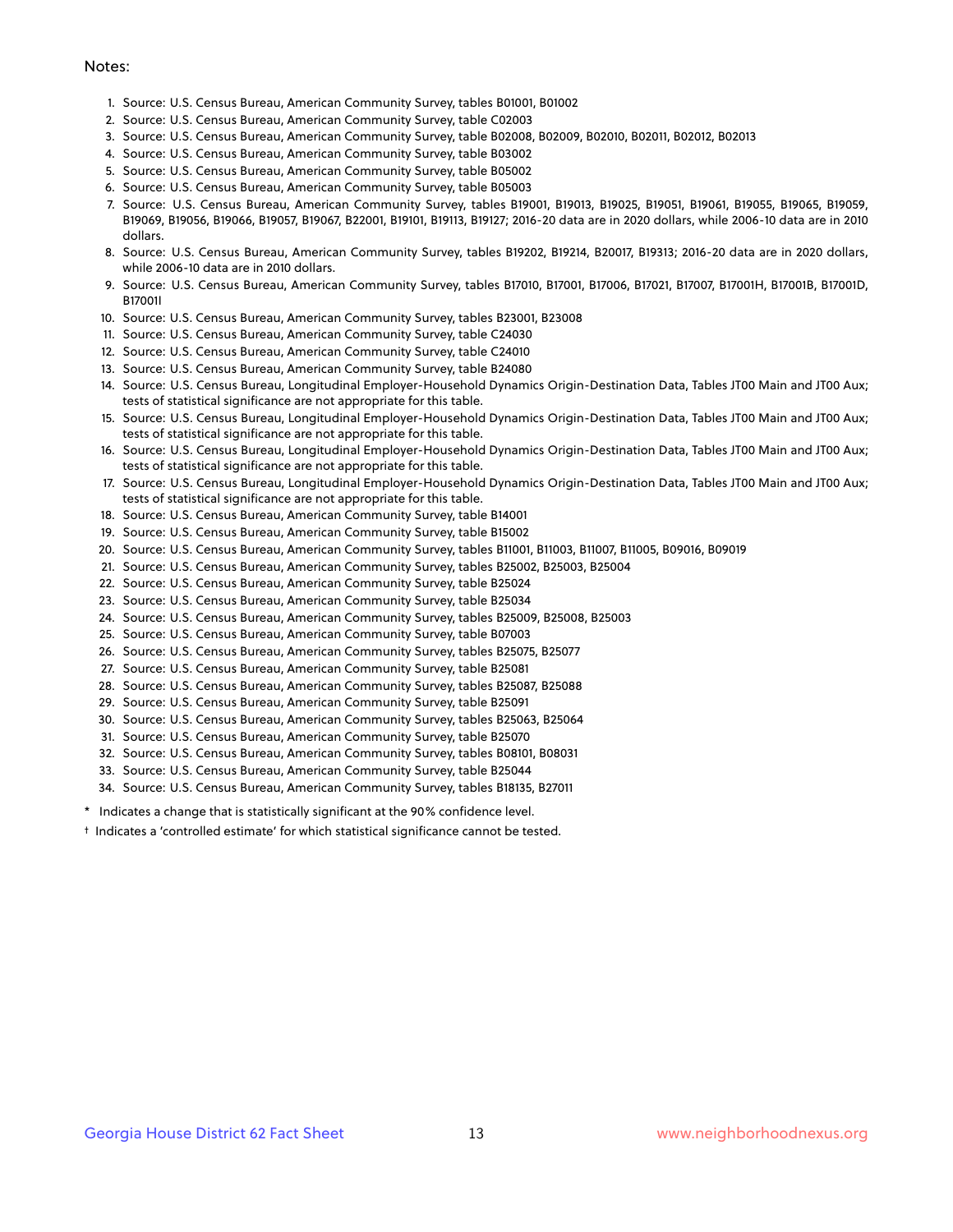Notes:

1. Source: U.S. Census Bureau, American Community Survey, tables B01001, B01002
2. Source: U.S. Census Bureau, American Community Survey, table C02003
3. Source: U.S. Census Bureau, American Community Survey, table B02008, B02009, B02010, B02011, B02012, B02013
4. Source: U.S. Census Bureau, American Community Survey, table B03002
5. Source: U.S. Census Bureau, American Community Survey, table B05002
6. Source: U.S. Census Bureau, American Community Survey, table B05003
7. Source: U.S. Census Bureau, American Community Survey, tables B19001, B19013, B19025, B19051, B19061, B19055, B19065, B19059, B19069, B19056, B19066, B19057, B19067, B22001, B19101, B19113, B19127; 2016-20 data are in 2020 dollars, while 2006-10 data are in 2010 dollars.
8. Source: U.S. Census Bureau, American Community Survey, tables B19202, B19214, B20017, B19313; 2016-20 data are in 2020 dollars, while 2006-10 data are in 2010 dollars.
9. Source: U.S. Census Bureau, American Community Survey, tables B17010, B17001, B17006, B17021, B17007, B17001H, B17001B, B17001D, B17001I
10. Source: U.S. Census Bureau, American Community Survey, tables B23001, B23008
11. Source: U.S. Census Bureau, American Community Survey, table C24030
12. Source: U.S. Census Bureau, American Community Survey, table C24010
13. Source: U.S. Census Bureau, American Community Survey, table B24080
14. Source: U.S. Census Bureau, Longitudinal Employer-Household Dynamics Origin-Destination Data, Tables JT00 Main and JT00 Aux; tests of statistical significance are not appropriate for this table.
15. Source: U.S. Census Bureau, Longitudinal Employer-Household Dynamics Origin-Destination Data, Tables JT00 Main and JT00 Aux; tests of statistical significance are not appropriate for this table.
16. Source: U.S. Census Bureau, Longitudinal Employer-Household Dynamics Origin-Destination Data, Tables JT00 Main and JT00 Aux; tests of statistical significance are not appropriate for this table.
17. Source: U.S. Census Bureau, Longitudinal Employer-Household Dynamics Origin-Destination Data, Tables JT00 Main and JT00 Aux; tests of statistical significance are not appropriate for this table.
18. Source: U.S. Census Bureau, American Community Survey, table B14001
19. Source: U.S. Census Bureau, American Community Survey, table B15002
20. Source: U.S. Census Bureau, American Community Survey, tables B11001, B11003, B11007, B11005, B09016, B09019
21. Source: U.S. Census Bureau, American Community Survey, tables B25002, B25003, B25004
22. Source: U.S. Census Bureau, American Community Survey, table B25024
23. Source: U.S. Census Bureau, American Community Survey, table B25034
24. Source: U.S. Census Bureau, American Community Survey, tables B25009, B25008, B25003
25. Source: U.S. Census Bureau, American Community Survey, table B07003
26. Source: U.S. Census Bureau, American Community Survey, tables B25075, B25077
27. Source: U.S. Census Bureau, American Community Survey, table B25081
28. Source: U.S. Census Bureau, American Community Survey, tables B25087, B25088
29. Source: U.S. Census Bureau, American Community Survey, table B25091
30. Source: U.S. Census Bureau, American Community Survey, tables B25063, B25064
31. Source: U.S. Census Bureau, American Community Survey, table B25070
32. Source: U.S. Census Bureau, American Community Survey, tables B08101, B08031
33. Source: U.S. Census Bureau, American Community Survey, table B25044
34. Source: U.S. Census Bureau, American Community Survey, tables B18135, B27011

\* Indicates a change that is statistically significant at the 90% confidence level.

† Indicates a 'controlled estimate' for which statistical significance cannot be tested.